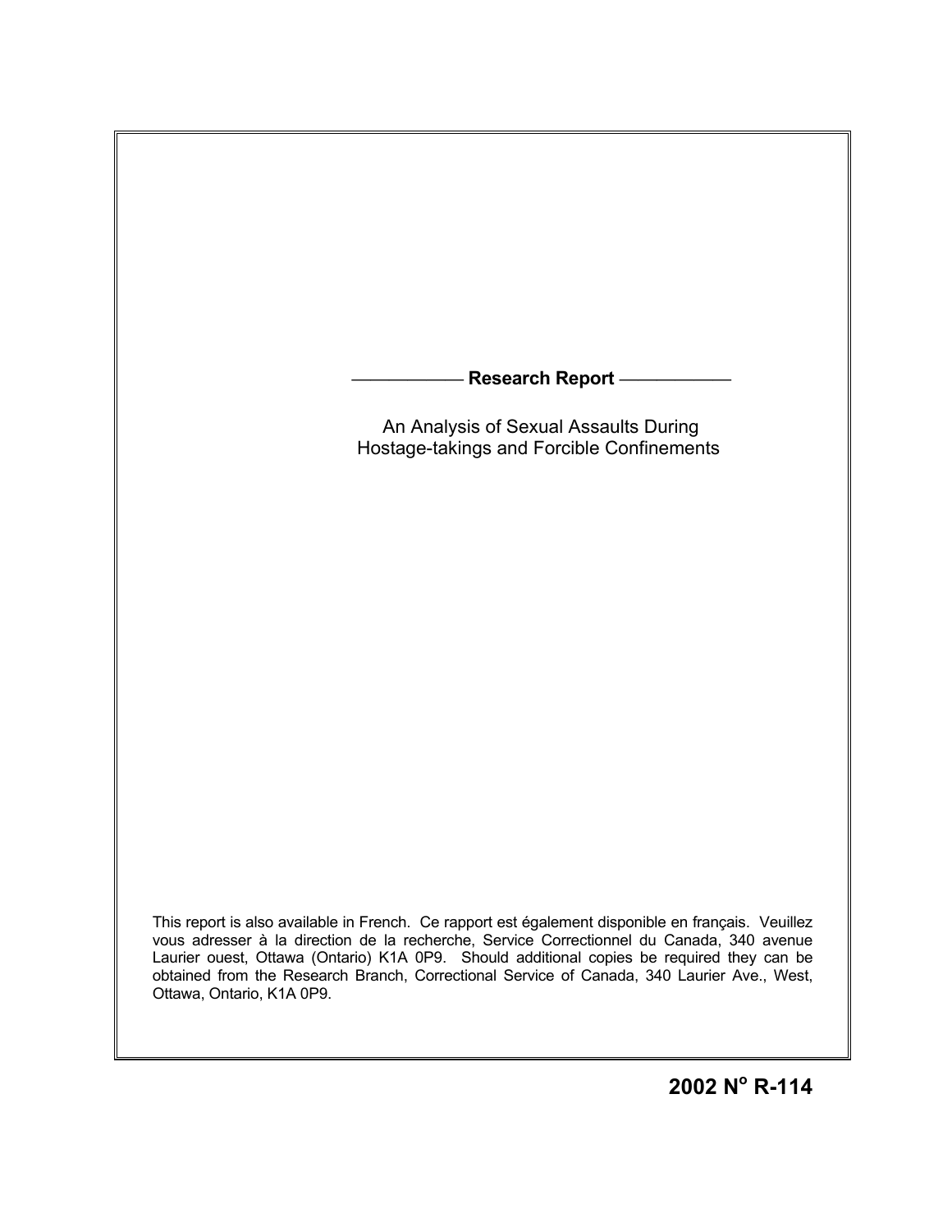**Research Report**

# An Analysis of Sexual Assaults During Hostage-takings and Forcible Confinements

This report is also available in French. Ce rapport est également disponible en français. Veuillez vous adresser à la direction de la recherche, Service Correctionnel du Canada, 340 avenue Laurier ouest, Ottawa (Ontario) K1A 0P9. Should additional copies be required they can be obtained from the Research Branch, Correctional Service of Canada, 340 Laurier Ave., West, Ottawa, Ontario, K1A 0P9.

**2002 N° R-114**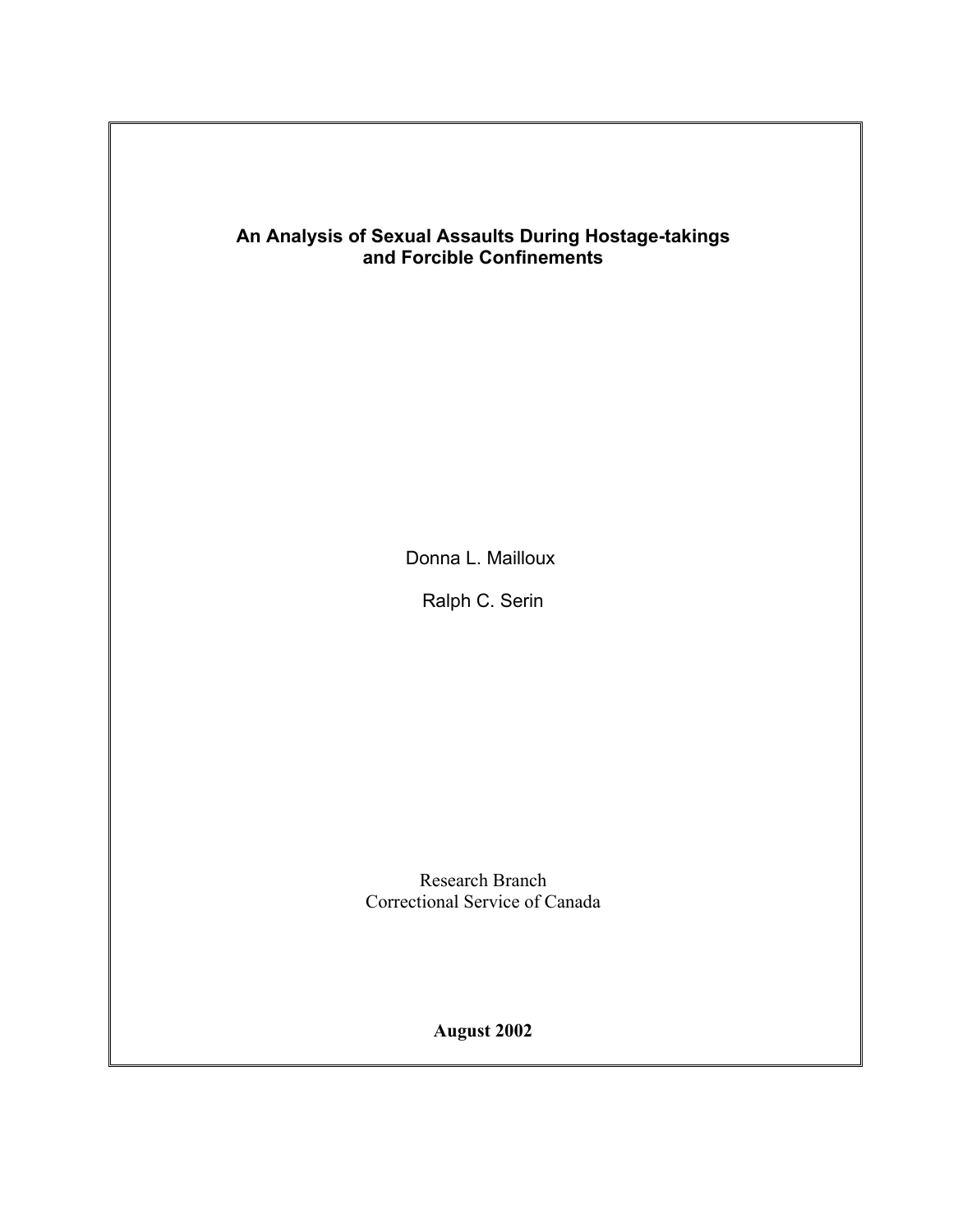**An Analysis of Sexual Assaults During Hostage-takings and Forcible Confinements**

Donna L. Mailloux

Ralph C. Serin

Research Branch
Correctional Service of Canada

**August 2002**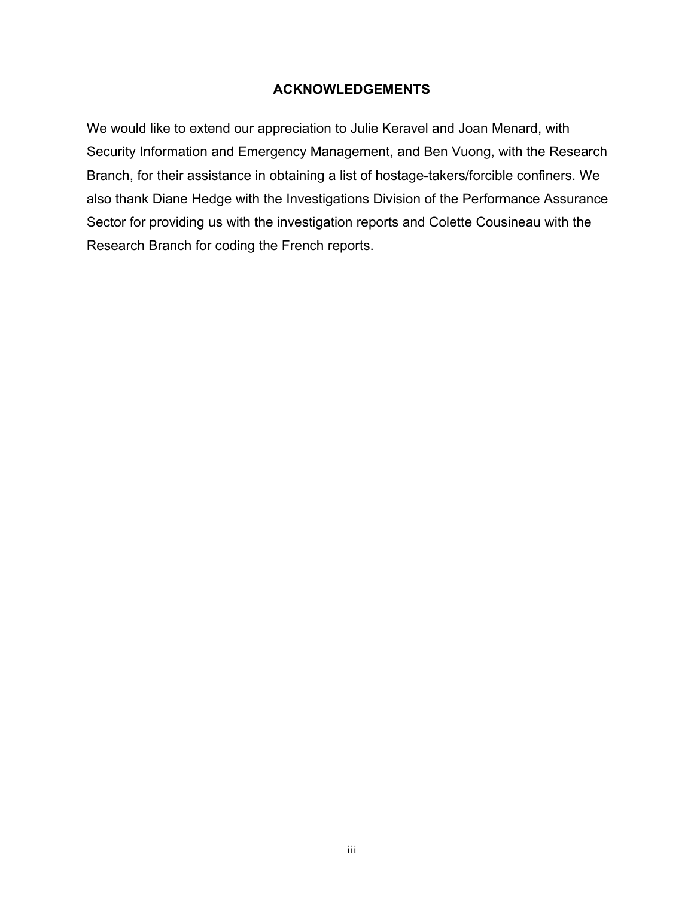# ACKNOWLEDGEMENTS

We would like to extend our appreciation to Julie Keravel and Joan Menard, with Security Information and Emergency Management, and Ben Vuong, with the Research Branch, for their assistance in obtaining a list of hostage-takers/forcible confiners. We also thank Diane Hedge with the Investigations Division of the Performance Assurance Sector for providing us with the investigation reports and Colette Cousineau with the Research Branch for coding the French reports.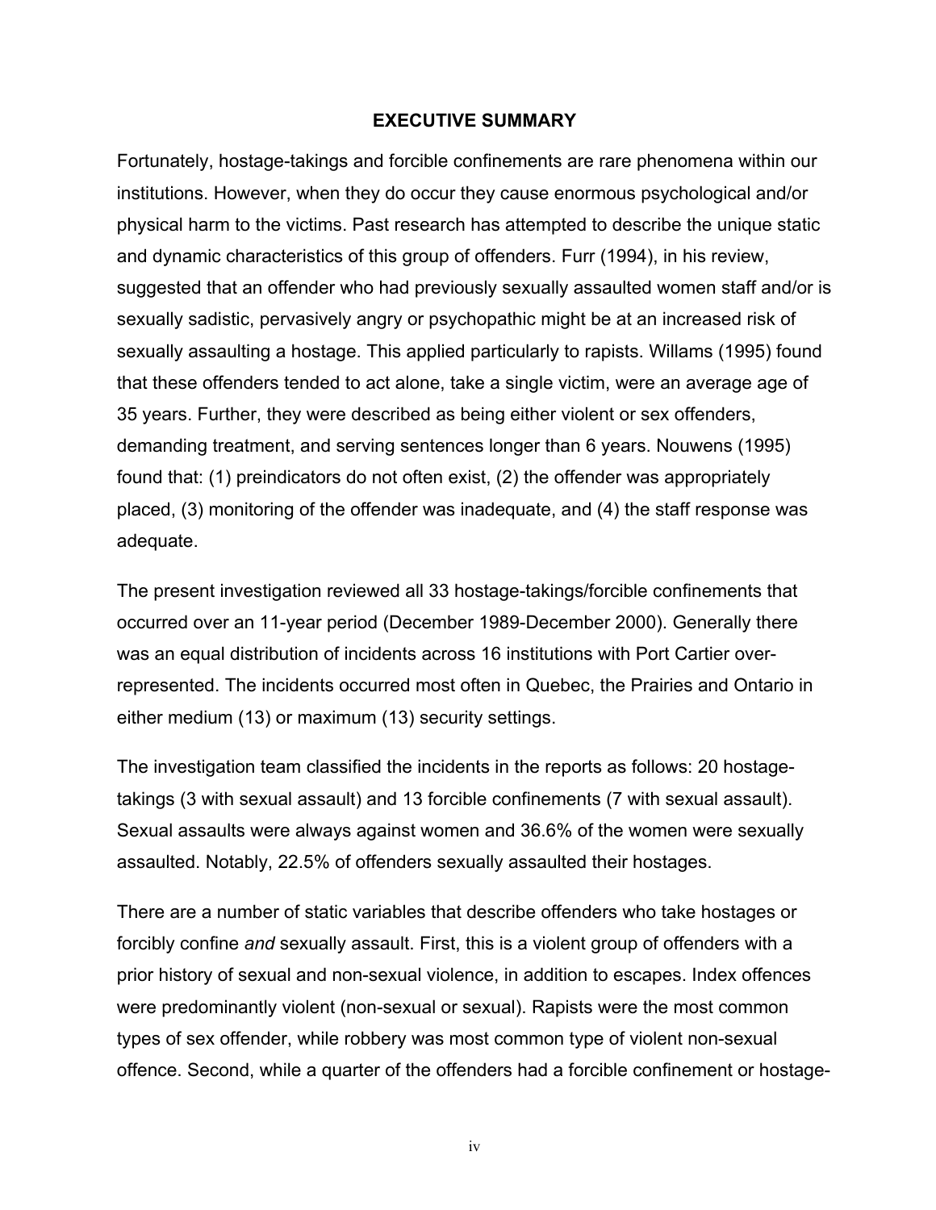## EXECUTIVE SUMMARY

Fortunately, hostage-takings and forcible confinements are rare phenomena within our institutions. However, when they do occur they cause enormous psychological and/or physical harm to the victims. Past research has attempted to describe the unique static and dynamic characteristics of this group of offenders. Furr (1994), in his review, suggested that an offender who had previously sexually assaulted women staff and/or is sexually sadistic, pervasively angry or psychopathic might be at an increased risk of sexually assaulting a hostage. This applied particularly to rapists. Willams (1995) found that these offenders tended to act alone, take a single victim, were an average age of 35 years. Further, they were described as being either violent or sex offenders, demanding treatment, and serving sentences longer than 6 years. Nouwens (1995) found that: (1) preindicators do not often exist, (2) the offender was appropriately placed, (3) monitoring of the offender was inadequate, and (4) the staff response was adequate.

The present investigation reviewed all 33 hostage-takings/forcible confinements that occurred over an 11-year period (December 1989-December 2000). Generally there was an equal distribution of incidents across 16 institutions with Port Cartier over-represented. The incidents occurred most often in Quebec, the Prairies and Ontario in either medium (13) or maximum (13) security settings.

The investigation team classified the incidents in the reports as follows: 20 hostage-takings (3 with sexual assault) and 13 forcible confinements (7 with sexual assault). Sexual assaults were always against women and 36.6% of the women were sexually assaulted. Notably, 22.5% of offenders sexually assaulted their hostages.

There are a number of static variables that describe offenders who take hostages or forcibly confine *and* sexually assault. First, this is a violent group of offenders with a prior history of sexual and non-sexual violence, in addition to escapes. Index offences were predominantly violent (non-sexual or sexual). Rapists were the most common types of sex offender, while robbery was most common type of violent non-sexual offence. Second, while a quarter of the offenders had a forcible confinement or hostage-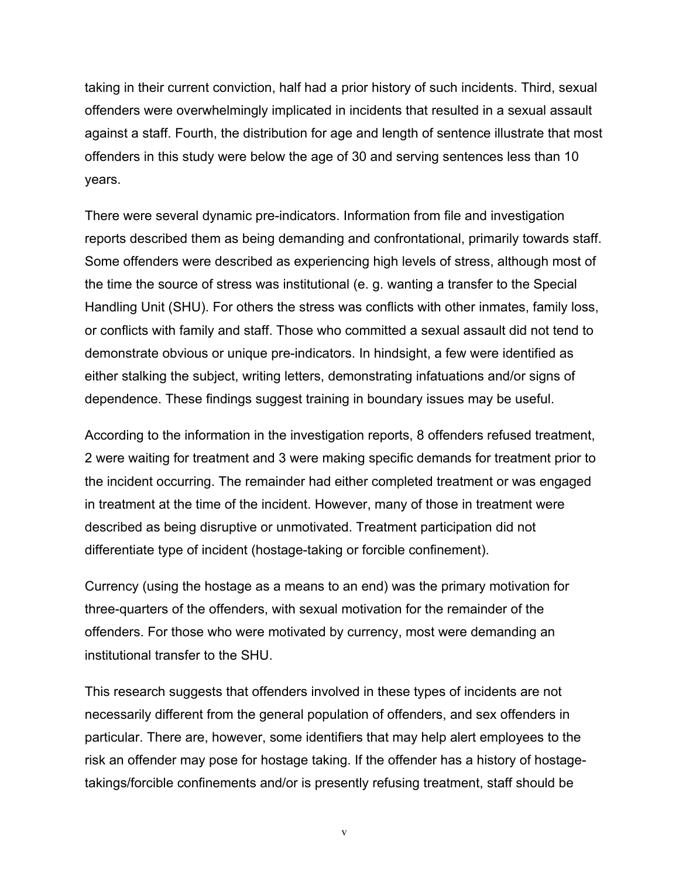taking in their current conviction, half had a prior history of such incidents. Third, sexual offenders were overwhelmingly implicated in incidents that resulted in a sexual assault against a staff. Fourth, the distribution for age and length of sentence illustrate that most offenders in this study were below the age of 30 and serving sentences less than 10 years.

There were several dynamic pre-indicators. Information from file and investigation reports described them as being demanding and confrontational, primarily towards staff. Some offenders were described as experiencing high levels of stress, although most of the time the source of stress was institutional (e. g. wanting a transfer to the Special Handling Unit (SHU). For others the stress was conflicts with other inmates, family loss, or conflicts with family and staff. Those who committed a sexual assault did not tend to demonstrate obvious or unique pre-indicators. In hindsight, a few were identified as either stalking the subject, writing letters, demonstrating infatuations and/or signs of dependence. These findings suggest training in boundary issues may be useful.

According to the information in the investigation reports, 8 offenders refused treatment, 2 were waiting for treatment and 3 were making specific demands for treatment prior to the incident occurring. The remainder had either completed treatment or was engaged in treatment at the time of the incident. However, many of those in treatment were described as being disruptive or unmotivated. Treatment participation did not differentiate type of incident (hostage-taking or forcible confinement).

Currency (using the hostage as a means to an end) was the primary motivation for three-quarters of the offenders, with sexual motivation for the remainder of the offenders. For those who were motivated by currency, most were demanding an institutional transfer to the SHU.

This research suggests that offenders involved in these types of incidents are not necessarily different from the general population of offenders, and sex offenders in particular. There are, however, some identifiers that may help alert employees to the risk an offender may pose for hostage taking. If the offender has a history of hostage-takings/forcible confinements and/or is presently refusing treatment, staff should be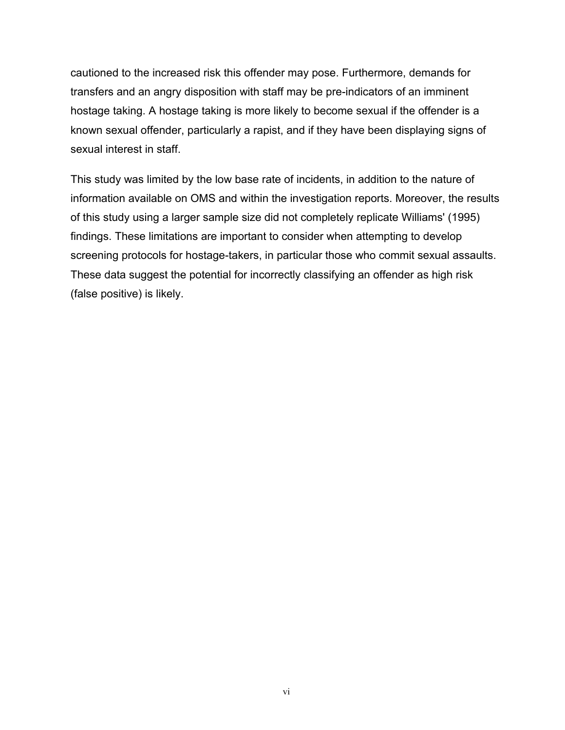cautioned to the increased risk this offender may pose. Furthermore, demands for transfers and an angry disposition with staff may be pre-indicators of an imminent hostage taking. A hostage taking is more likely to become sexual if the offender is a known sexual offender, particularly a rapist, and if they have been displaying signs of sexual interest in staff.

This study was limited by the low base rate of incidents, in addition to the nature of information available on OMS and within the investigation reports. Moreover, the results of this study using a larger sample size did not completely replicate Williams' (1995) findings. These limitations are important to consider when attempting to develop screening protocols for hostage-takers, in particular those who commit sexual assaults. These data suggest the potential for incorrectly classifying an offender as high risk (false positive) is likely.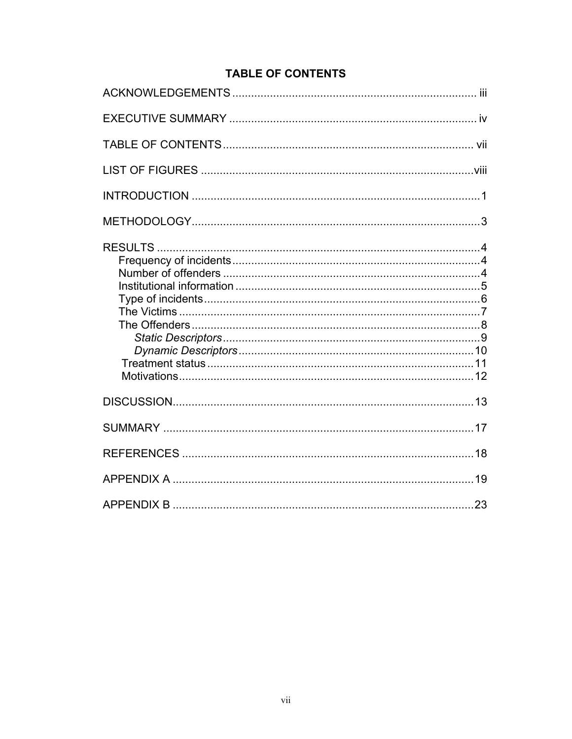# TABLE OF CONTENTS

ACKNOWLEDGEMENTS ........................................................................ iii

EXECUTIVE SUMMARY ...................................................................... iv

TABLE OF CONTENTS ...................................................................... vii

LIST OF FIGURES ............................................................................ viii

INTRODUCTION .................................................................................. 1

METHODOLOGY .................................................................................. 3

RESULTS .............................................................................................. 4
- Frequency of incidents ..................................................................... 4
- Number of offenders ........................................................................ 4
- Institutional information .................................................................. 5
- Type of incidents ............................................................................. 6
- The Victims ...................................................................................... 7
- The Offenders .................................................................................. 8
  - *Static Descriptors* ...................................................................... 9
  - *Dynamic Descriptors* ................................................................ 10
- Treatment status ............................................................................ 11
- Motivations ..................................................................................... 12

DISCUSSION ....................................................................................... 13

SUMMARY .......................................................................................... 17

REFERENCES ..................................................................................... 18

APPENDIX A ....................................................................................... 19

APPENDIX B ....................................................................................... 23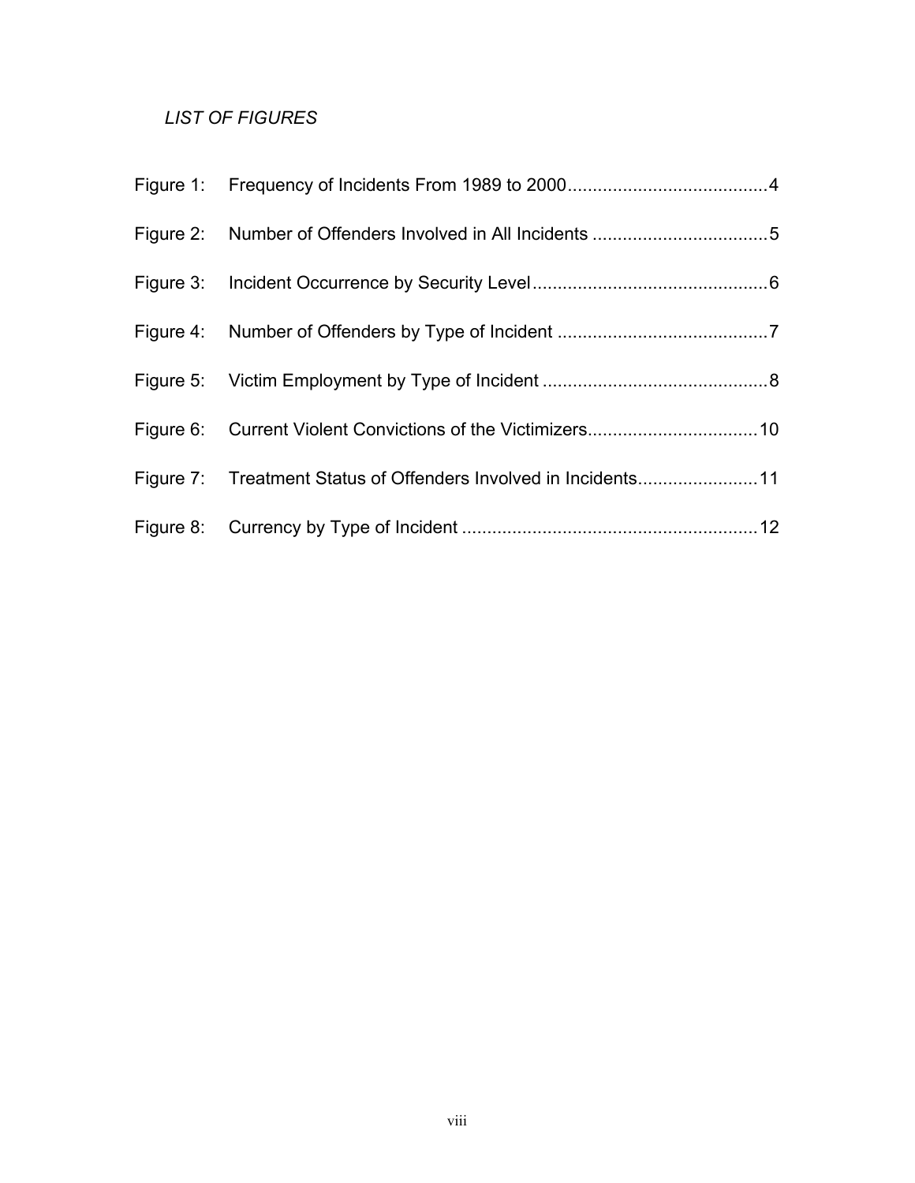*LIST OF FIGURES*

Figure 1: Frequency of Incidents From 1989 to 2000 .......................................4

Figure 2: Number of Offenders Involved in All Incidents ...................................5

Figure 3: Incident Occurrence by Security Level ..............................................6

Figure 4: Number of Offenders by Type of Incident ..........................................7

Figure 5: Victim Employment by Type of Incident ............................................8

Figure 6: Current Violent Convictions of the Victimizers..................................10

Figure 7: Treatment Status of Offenders Involved in Incidents........................11

Figure 8: Currency by Type of Incident ...........................................................12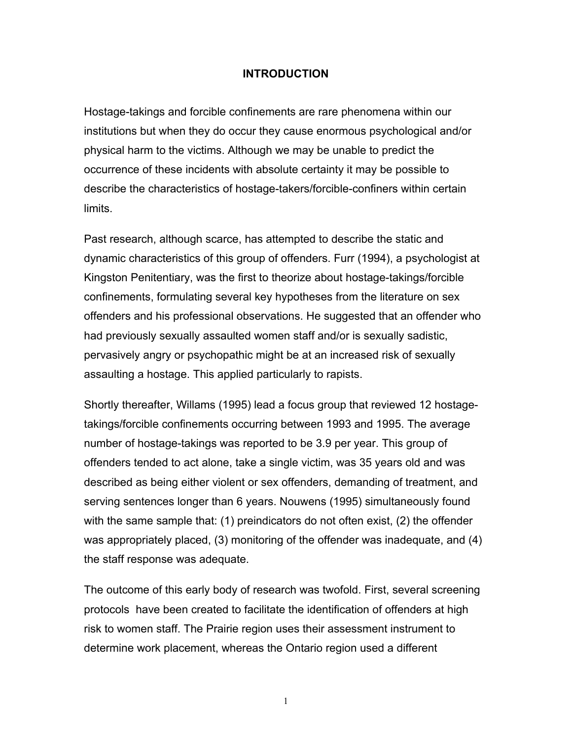# INTRODUCTION

Hostage-takings and forcible confinements are rare phenomena within our institutions but when they do occur they cause enormous psychological and/or physical harm to the victims. Although we may be unable to predict the occurrence of these incidents with absolute certainty it may be possible to describe the characteristics of hostage-takers/forcible-confiners within certain limits.

Past research, although scarce, has attempted to describe the static and dynamic characteristics of this group of offenders. Furr (1994), a psychologist at Kingston Penitentiary, was the first to theorize about hostage-takings/forcible confinements, formulating several key hypotheses from the literature on sex offenders and his professional observations. He suggested that an offender who had previously sexually assaulted women staff and/or is sexually sadistic, pervasively angry or psychopathic might be at an increased risk of sexually assaulting a hostage. This applied particularly to rapists.

Shortly thereafter, Willams (1995) lead a focus group that reviewed 12 hostage-takings/forcible confinements occurring between 1993 and 1995. The average number of hostage-takings was reported to be 3.9 per year. This group of offenders tended to act alone, take a single victim, was 35 years old and was described as being either violent or sex offenders, demanding of treatment, and serving sentences longer than 6 years. Nouwens (1995) simultaneously found with the same sample that: (1) preindicators do not often exist, (2) the offender was appropriately placed, (3) monitoring of the offender was inadequate, and (4) the staff response was adequate.

The outcome of this early body of research was twofold. First, several screening protocols have been created to facilitate the identification of offenders at high risk to women staff. The Prairie region uses their assessment instrument to determine work placement, whereas the Ontario region used a different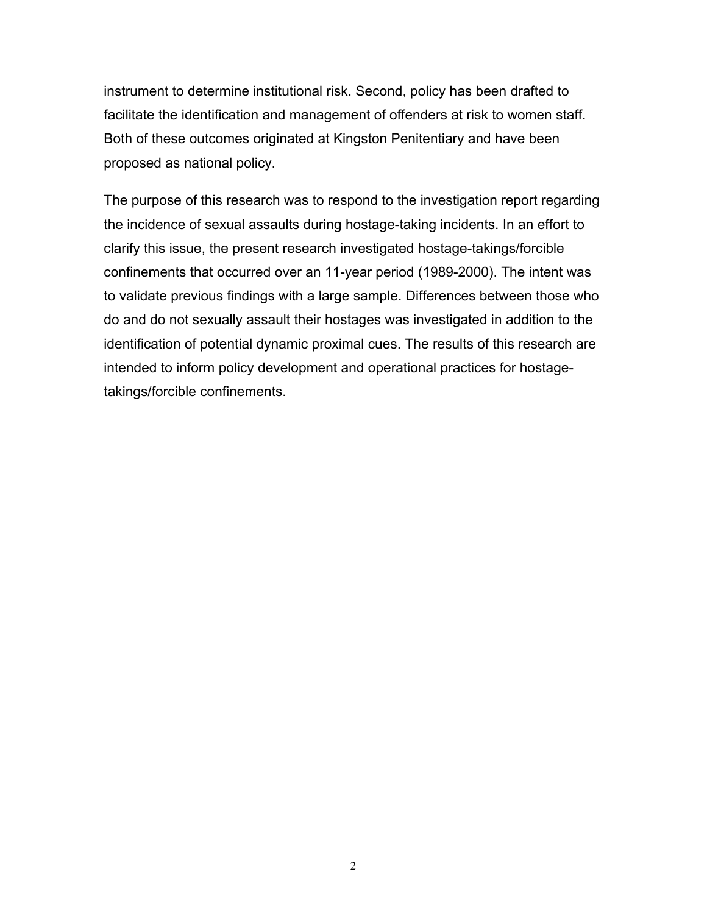instrument to determine institutional risk. Second, policy has been drafted to facilitate the identification and management of offenders at risk to women staff. Both of these outcomes originated at Kingston Penitentiary and have been proposed as national policy.

The purpose of this research was to respond to the investigation report regarding the incidence of sexual assaults during hostage-taking incidents. In an effort to clarify this issue, the present research investigated hostage-takings/forcible confinements that occurred over an 11-year period (1989-2000). The intent was to validate previous findings with a large sample. Differences between those who do and do not sexually assault their hostages was investigated in addition to the identification of potential dynamic proximal cues. The results of this research are intended to inform policy development and operational practices for hostage-takings/forcible confinements.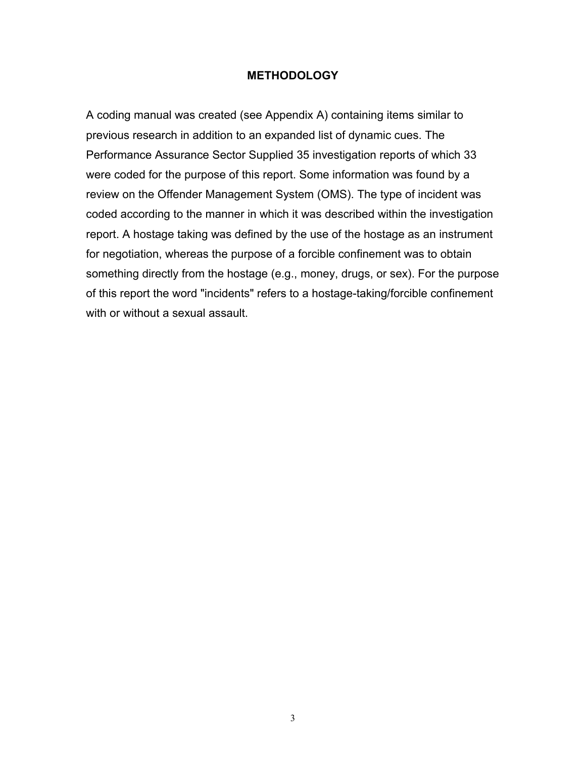## METHODOLOGY

A coding manual was created (see Appendix A) containing items similar to previous research in addition to an expanded list of dynamic cues. The Performance Assurance Sector Supplied 35 investigation reports of which 33 were coded for the purpose of this report. Some information was found by a review on the Offender Management System (OMS). The type of incident was coded according to the manner in which it was described within the investigation report. A hostage taking was defined by the use of the hostage as an instrument for negotiation, whereas the purpose of a forcible confinement was to obtain something directly from the hostage (e.g., money, drugs, or sex). For the purpose of this report the word "incidents" refers to a hostage-taking/forcible confinement with or without a sexual assault.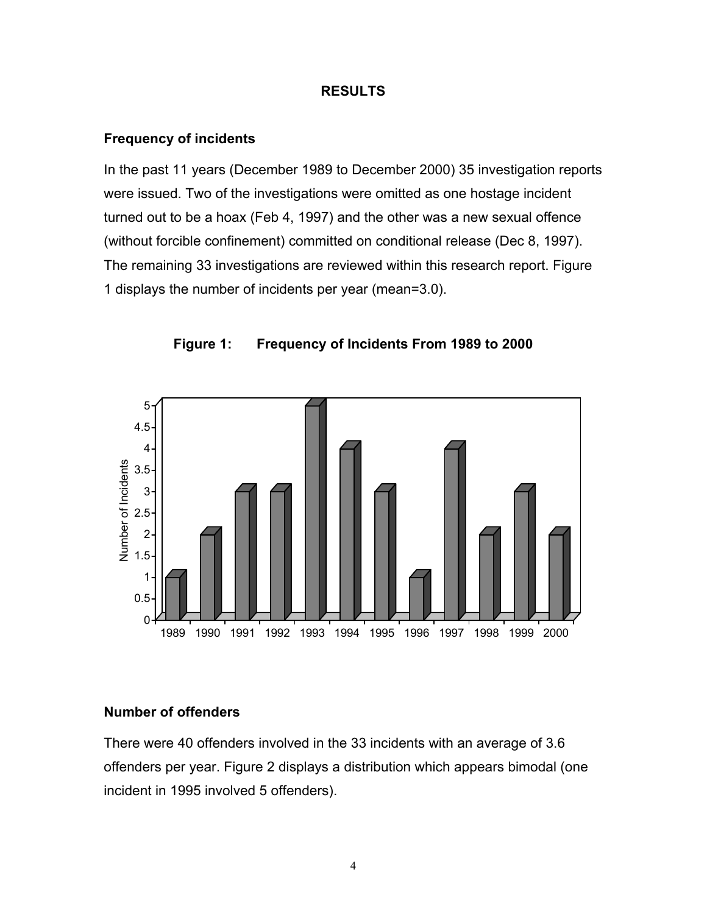# RESULTS

## Frequency of incidents

In the past 11 years (December 1989 to December 2000) 35 investigation reports were issued. Two of the investigations were omitted as one hostage incident turned out to be a hoax (Feb 4, 1997) and the other was a new sexual offence (without forcible confinement) committed on conditional release (Dec 8, 1997). The remaining 33 investigations are reviewed within this research report. Figure 1 displays the number of incidents per year (mean=3.0).

**Figure 1: Frequency of Incidents From 1989 to 2000**

| Year | Number of Incidents |
|---|---|
| 1989 | 1 |
| 1990 | 2 |
| 1991 | 3 |
| 1992 | 3 |
| 1993 | 5 |
| 1994 | 4 |
| 1995 | 3 |
| 1996 | 1 |
| 1997 | 4 |
| 1998 | 2 |
| 1999 | 3 |
| 2000 | 2 |

## Number of offenders

There were 40 offenders involved in the 33 incidents with an average of 3.6 offenders per year. Figure 2 displays a distribution which appears bimodal (one incident in 1995 involved 5 offenders).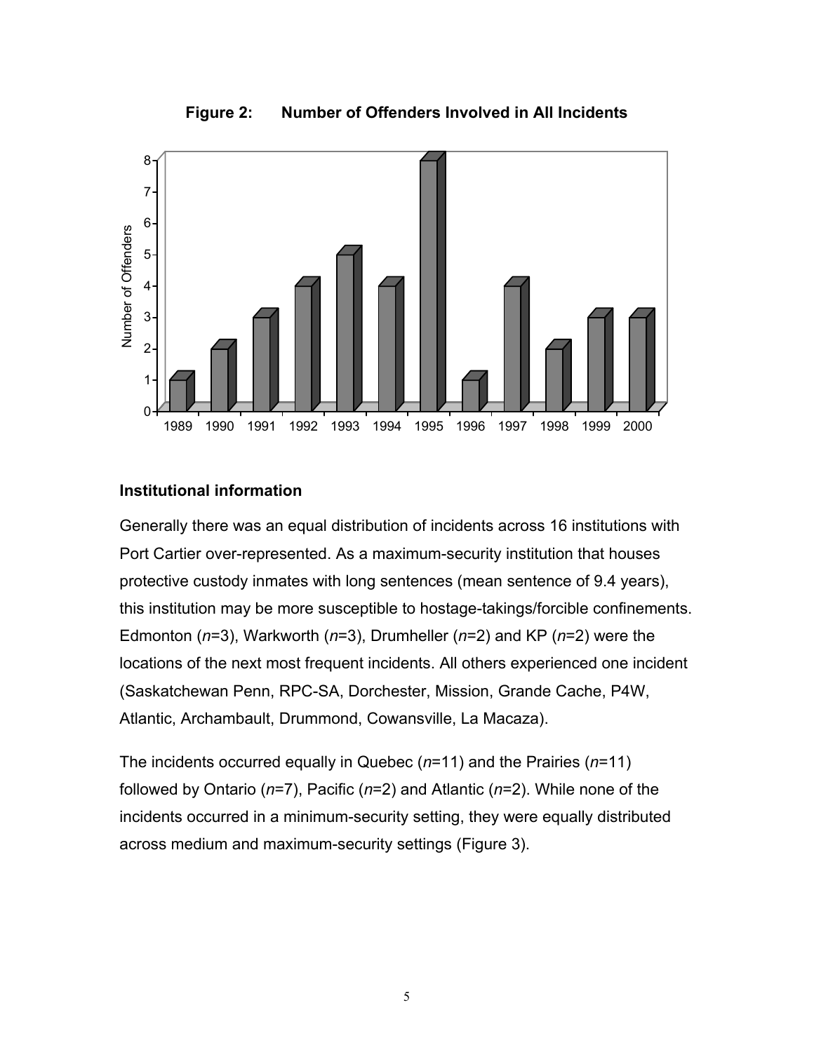**Figure 2: Number of Offenders Involved in All Incidents**

| Year | Number of Offenders |
|---|---|
| 1989 | 1 |
| 1990 | 2 |
| 1991 | 3 |
| 1992 | 4 |
| 1993 | 5 |
| 1994 | 4 |
| 1995 | 8 |
| 1996 | 1 |
| 1997 | 4 |
| 1998 | 2 |
| 1999 | 3 |
| 2000 | 3 |

### Institutional information

Generally there was an equal distribution of incidents across 16 institutions with Port Cartier over-represented. As a maximum-security institution that houses protective custody inmates with long sentences (mean sentence of 9.4 years), this institution may be more susceptible to hostage-takings/forcible confinements. Edmonton (*n*=3), Warkworth (*n*=3), Drumheller (*n*=2) and KP (*n*=2) were the locations of the next most frequent incidents. All others experienced one incident (Saskatchewan Penn, RPC-SA, Dorchester, Mission, Grande Cache, P4W, Atlantic, Archambault, Drummond, Cowansville, La Macaza).

The incidents occurred equally in Quebec (*n*=11) and the Prairies (*n*=11) followed by Ontario (*n*=7), Pacific (*n*=2) and Atlantic (*n*=2). While none of the incidents occurred in a minimum-security setting, they were equally distributed across medium and maximum-security settings (Figure 3).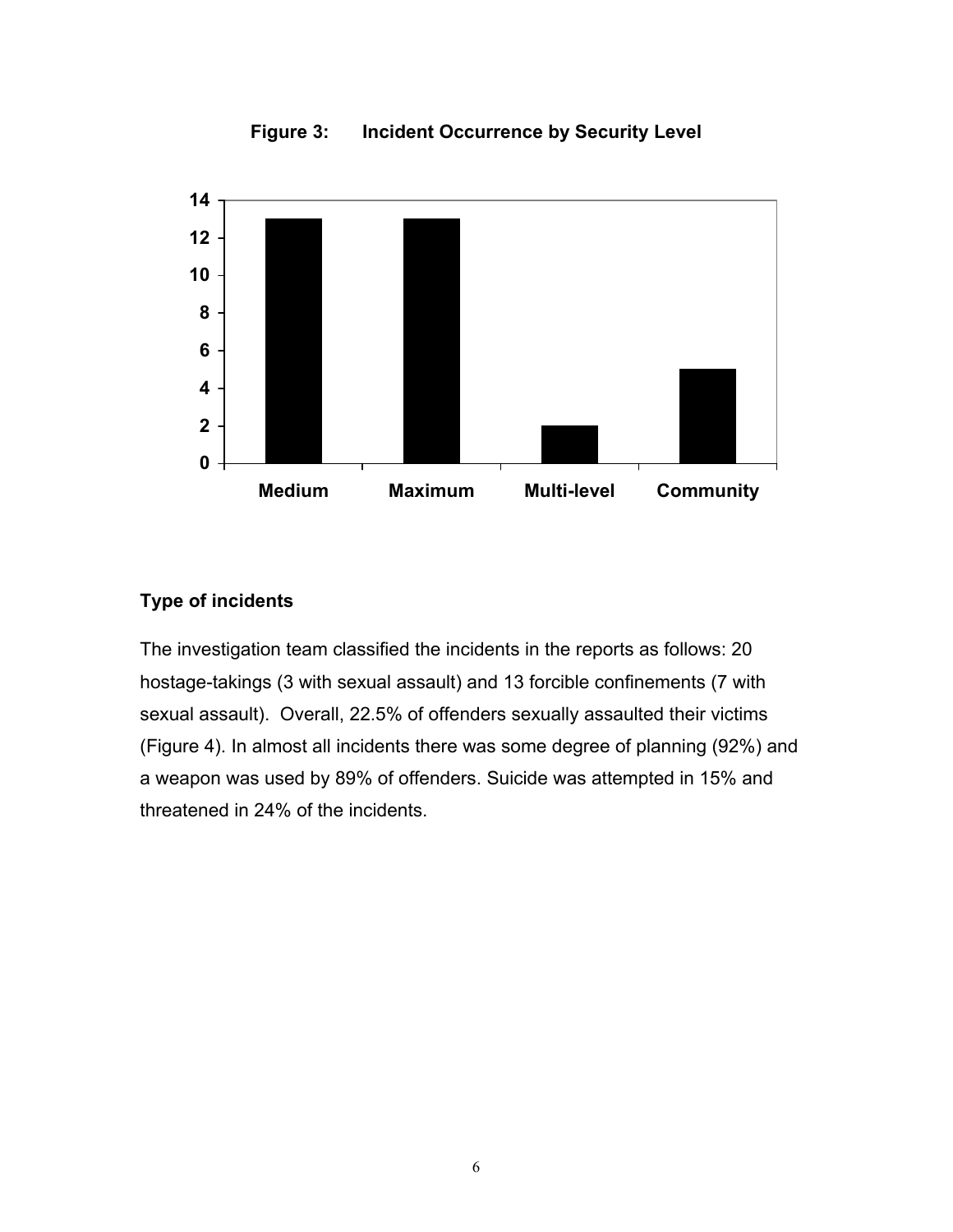**Figure 3: Incident Occurrence by Security Level**

## Type of incidents

The investigation team classified the incidents in the reports as follows: 20 hostage-takings (3 with sexual assault) and 13 forcible confinements (7 with sexual assault). Overall, 22.5% of offenders sexually assaulted their victims (Figure 4). In almost all incidents there was some degree of planning (92%) and a weapon was used by 89% of offenders. Suicide was attempted in 15% and threatened in 24% of the incidents.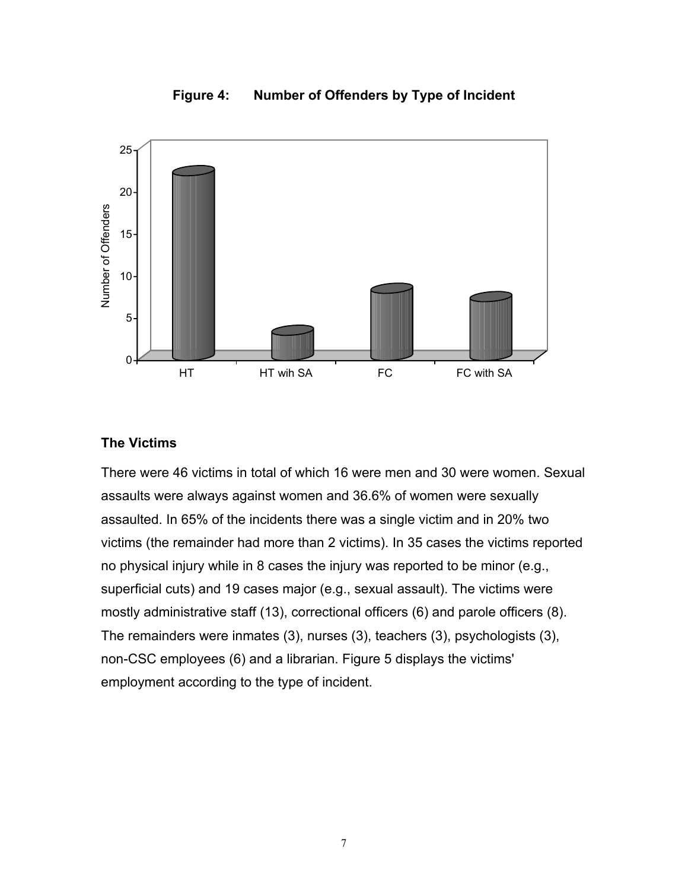**Figure 4: Number of Offenders by Type of Incident**

### The Victims

There were 46 victims in total of which 16 were men and 30 were women. Sexual assaults were always against women and 36.6% of women were sexually assaulted. In 65% of the incidents there was a single victim and in 20% two victims (the remainder had more than 2 victims). In 35 cases the victims reported no physical injury while in 8 cases the injury was reported to be minor (e.g., superficial cuts) and 19 cases major (e.g., sexual assault). The victims were mostly administrative staff (13), correctional officers (6) and parole officers (8). The remainders were inmates (3), nurses (3), teachers (3), psychologists (3), non-CSC employees (6) and a librarian. Figure 5 displays the victims' employment according to the type of incident.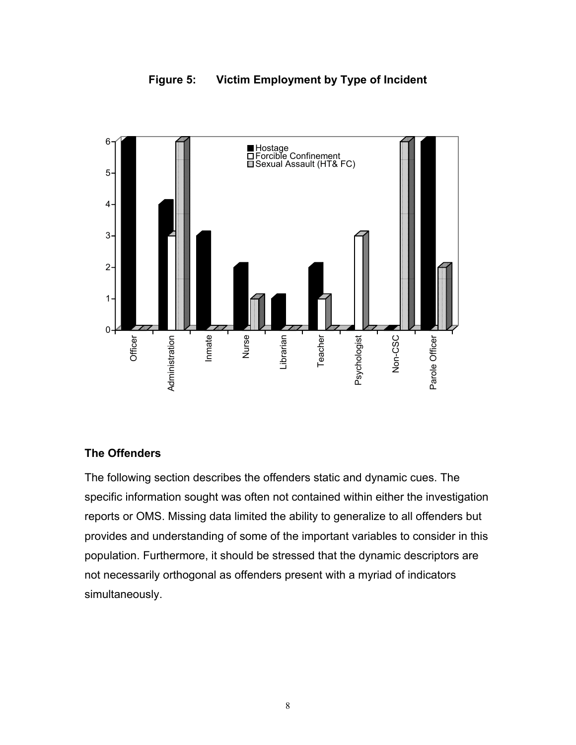**Figure 5: Victim Employment by Type of Incident**

### The Offenders

The following section describes the offenders static and dynamic cues. The specific information sought was often not contained within either the investigation reports or OMS. Missing data limited the ability to generalize to all offenders but provides and understanding of some of the important variables to consider in this population. Furthermore, it should be stressed that the dynamic descriptors are not necessarily orthogonal as offenders present with a myriad of indicators simultaneously.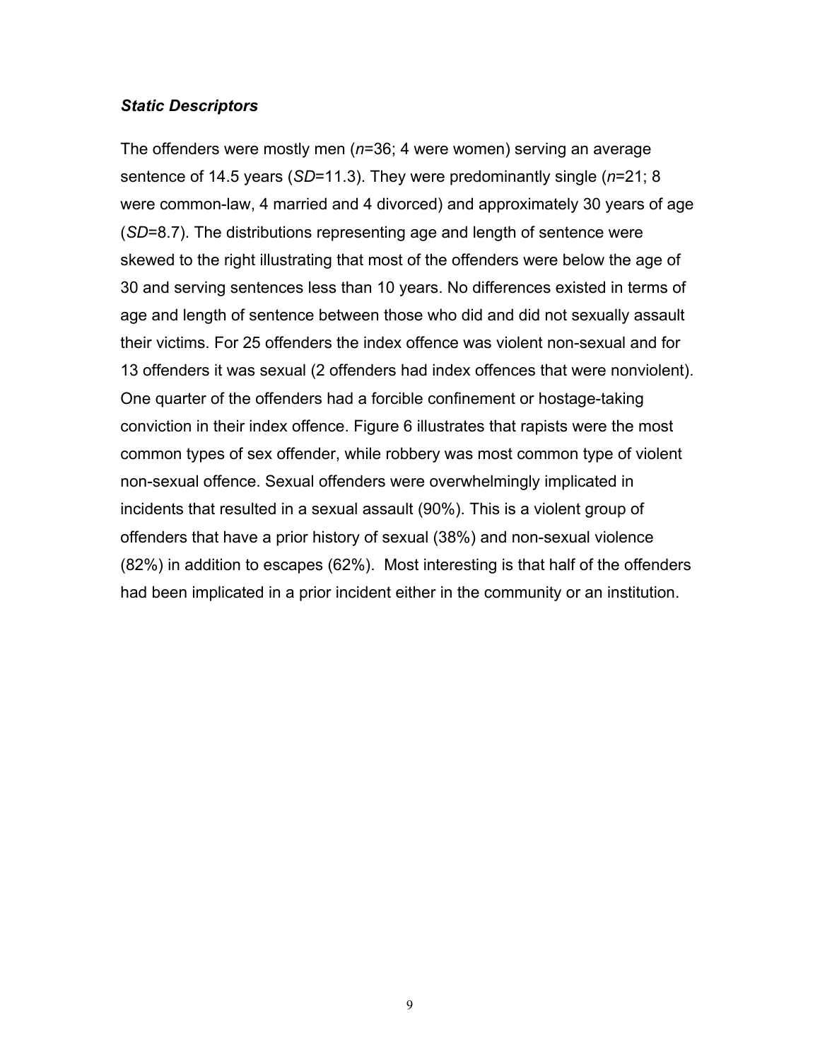### *Static Descriptors*

The offenders were mostly men (*n*=36; 4 were women) serving an average sentence of 14.5 years (*SD*=11.3). They were predominantly single (*n*=21; 8 were common-law, 4 married and 4 divorced) and approximately 30 years of age (*SD*=8.7). The distributions representing age and length of sentence were skewed to the right illustrating that most of the offenders were below the age of 30 and serving sentences less than 10 years. No differences existed in terms of age and length of sentence between those who did and did not sexually assault their victims. For 25 offenders the index offence was violent non-sexual and for 13 offenders it was sexual (2 offenders had index offences that were nonviolent). One quarter of the offenders had a forcible confinement or hostage-taking conviction in their index offence. Figure 6 illustrates that rapists were the most common types of sex offender, while robbery was most common type of violent non-sexual offence. Sexual offenders were overwhelmingly implicated in incidents that resulted in a sexual assault (90%). This is a violent group of offenders that have a prior history of sexual (38%) and non-sexual violence (82%) in addition to escapes (62%).  Most interesting is that half of the offenders had been implicated in a prior incident either in the community or an institution.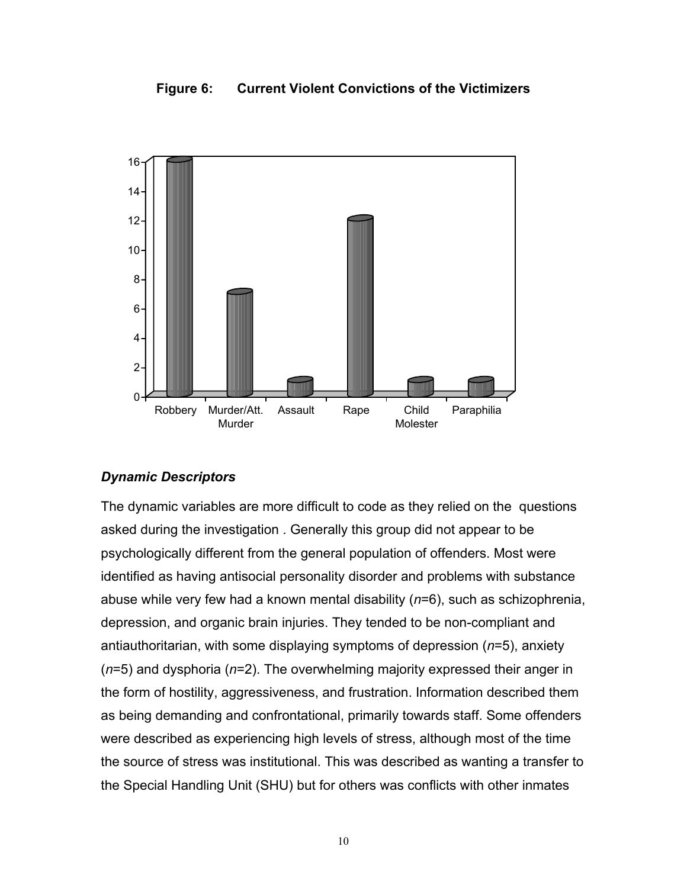**Figure 6: Current Violent Convictions of the Victimizers**

### *Dynamic Descriptors*

The dynamic variables are more difficult to code as they relied on the questions asked during the investigation . Generally this group did not appear to be psychologically different from the general population of offenders. Most were identified as having antisocial personality disorder and problems with substance abuse while very few had a known mental disability (*n*=6), such as schizophrenia, depression, and organic brain injuries. They tended to be non-compliant and antiauthoritarian, with some displaying symptoms of depression (*n*=5), anxiety (*n*=5) and dysphoria (*n*=2). The overwhelming majority expressed their anger in the form of hostility, aggressiveness, and frustration. Information described them as being demanding and confrontational, primarily towards staff. Some offenders were described as experiencing high levels of stress, although most of the time the source of stress was institutional. This was described as wanting a transfer to the Special Handling Unit (SHU) but for others was conflicts with other inmates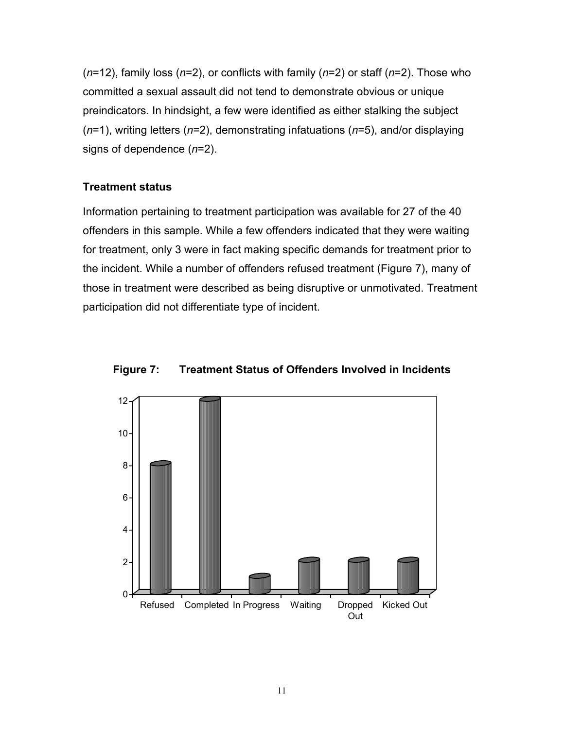(*n*=12), family loss (*n*=2), or conflicts with family (*n*=2) or staff (*n*=2). Those who committed a sexual assault did not tend to demonstrate obvious or unique preindicators. In hindsight, a few were identified as either stalking the subject (*n*=1), writing letters (*n*=2), demonstrating infatuations (*n*=5), and/or displaying signs of dependence (*n*=2).

### Treatment status

Information pertaining to treatment participation was available for 27 of the 40 offenders in this sample. While a few offenders indicated that they were waiting for treatment, only 3 were in fact making specific demands for treatment prior to the incident. While a number of offenders refused treatment (Figure 7), many of those in treatment were described as being disruptive or unmotivated. Treatment participation did not differentiate type of incident.

**Figure 7: Treatment Status of Offenders Involved in Incidents**

| Treatment Status | Number |
|---|---|
| Refused | 8 |
| Completed | 12 |
| In Progress | 1 |
| Waiting | 2 |
| Dropped Out | 2 |
| Kicked Out | 2 |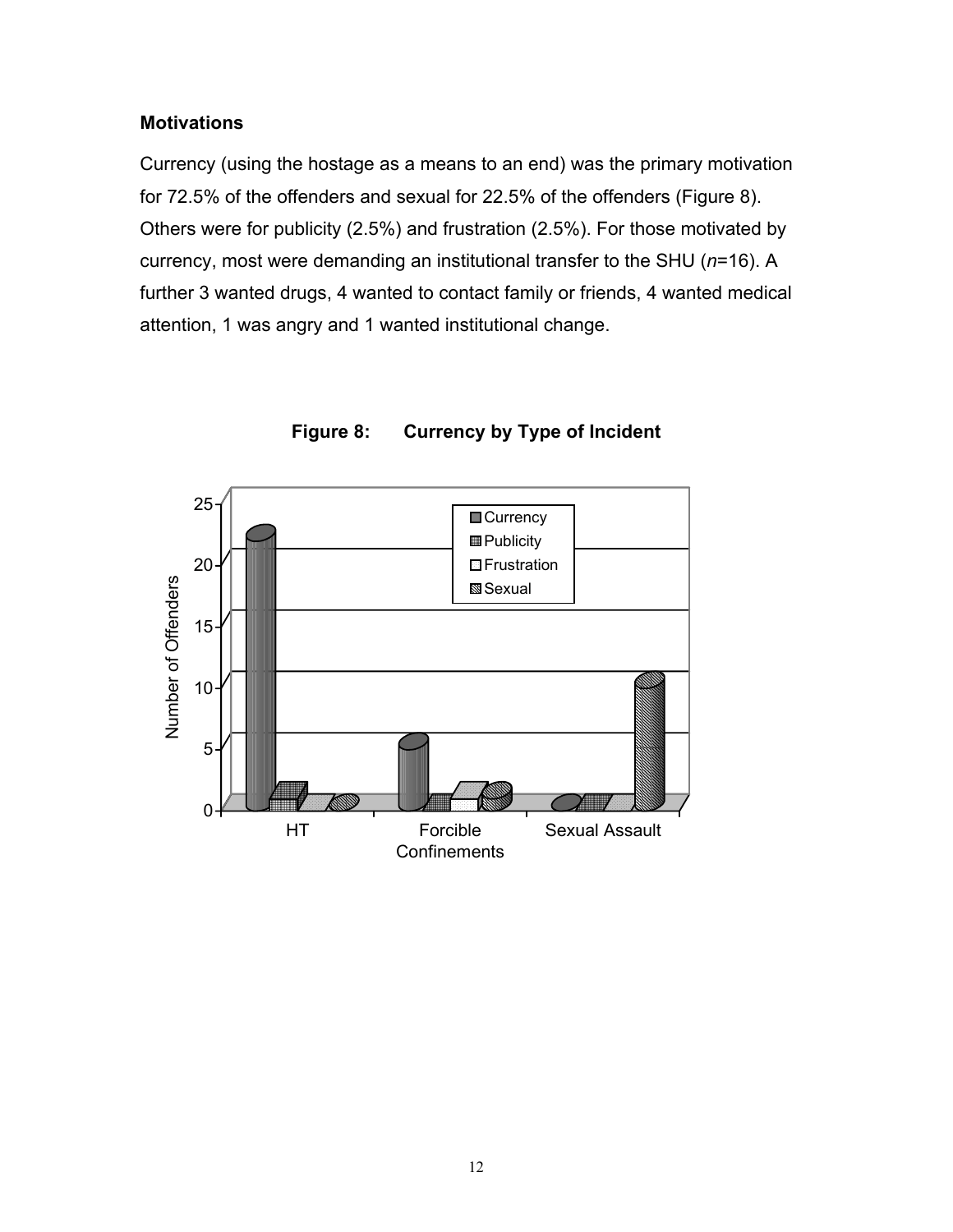### Motivations

Currency (using the hostage as a means to an end) was the primary motivation for 72.5% of the offenders and sexual for 22.5% of the offenders (Figure 8). Others were for publicity (2.5%) and frustration (2.5%). For those motivated by currency, most were demanding an institutional transfer to the SHU (*n*=16). A further 3 wanted drugs, 4 wanted to contact family or friends, 4 wanted medical attention, 1 was angry and 1 wanted institutional change.

**Figure 8: Currency by Type of Incident**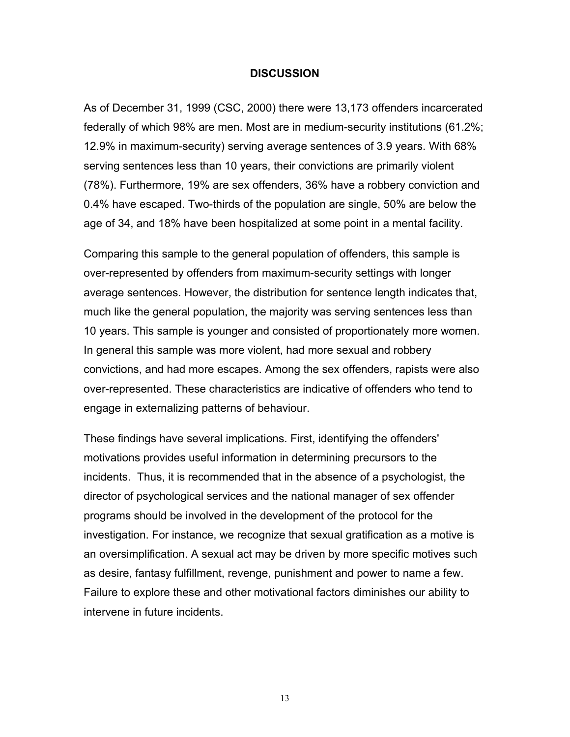## DISCUSSION

As of December 31, 1999 (CSC, 2000) there were 13,173 offenders incarcerated federally of which 98% are men. Most are in medium-security institutions (61.2%; 12.9% in maximum-security) serving average sentences of 3.9 years. With 68% serving sentences less than 10 years, their convictions are primarily violent (78%). Furthermore, 19% are sex offenders, 36% have a robbery conviction and 0.4% have escaped. Two-thirds of the population are single, 50% are below the age of 34, and 18% have been hospitalized at some point in a mental facility.

Comparing this sample to the general population of offenders, this sample is over-represented by offenders from maximum-security settings with longer average sentences. However, the distribution for sentence length indicates that, much like the general population, the majority was serving sentences less than 10 years. This sample is younger and consisted of proportionately more women. In general this sample was more violent, had more sexual and robbery convictions, and had more escapes. Among the sex offenders, rapists were also over-represented. These characteristics are indicative of offenders who tend to engage in externalizing patterns of behaviour.

These findings have several implications. First, identifying the offenders' motivations provides useful information in determining precursors to the incidents. Thus, it is recommended that in the absence of a psychologist, the director of psychological services and the national manager of sex offender programs should be involved in the development of the protocol for the investigation. For instance, we recognize that sexual gratification as a motive is an oversimplification. A sexual act may be driven by more specific motives such as desire, fantasy fulfillment, revenge, punishment and power to name a few. Failure to explore these and other motivational factors diminishes our ability to intervene in future incidents.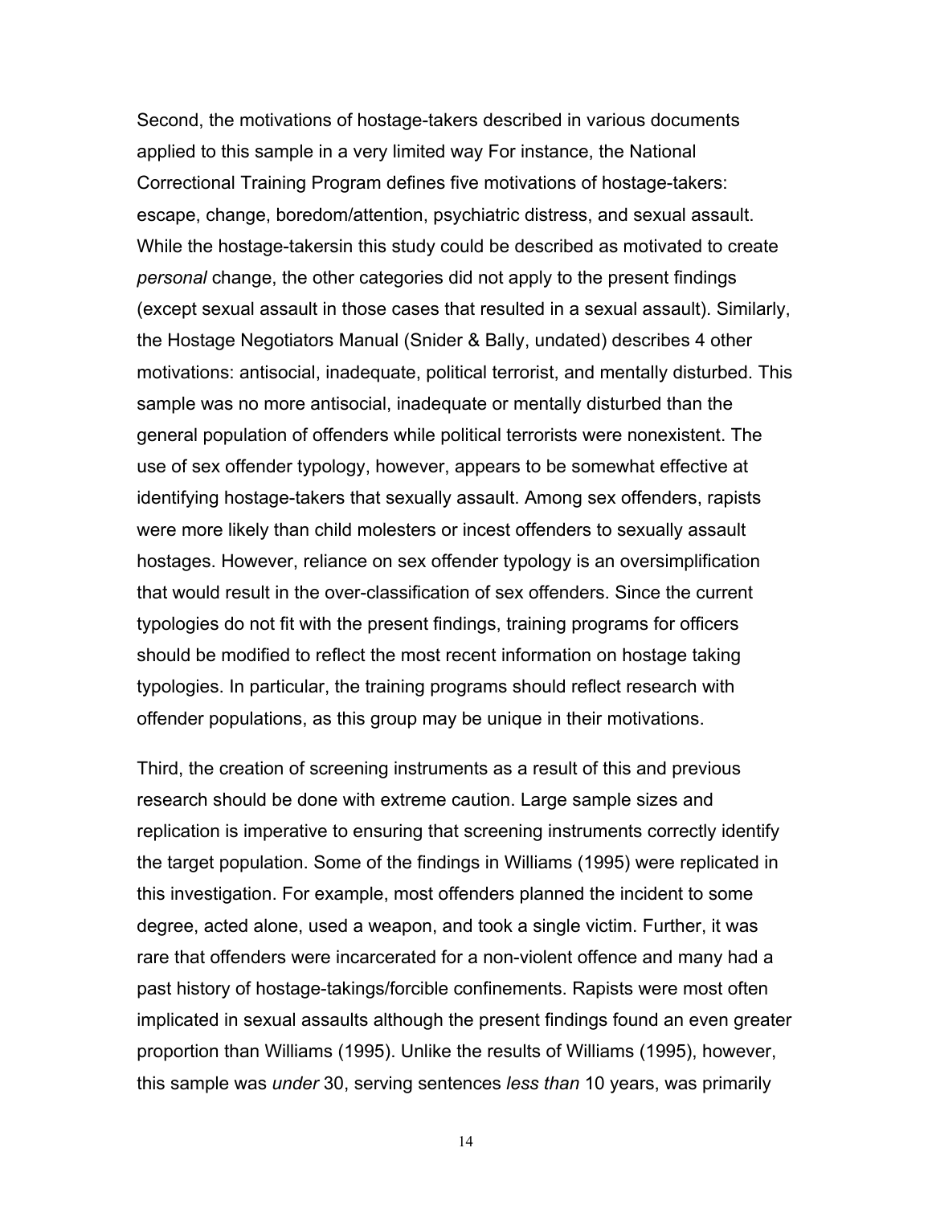Second, the motivations of hostage-takers described in various documents applied to this sample in a very limited way For instance, the National Correctional Training Program defines five motivations of hostage-takers: escape, change, boredom/attention, psychiatric distress, and sexual assault. While the hostage-takersin this study could be described as motivated to create *personal* change, the other categories did not apply to the present findings (except sexual assault in those cases that resulted in a sexual assault). Similarly, the Hostage Negotiators Manual (Snider & Bally, undated) describes 4 other motivations: antisocial, inadequate, political terrorist, and mentally disturbed. This sample was no more antisocial, inadequate or mentally disturbed than the general population of offenders while political terrorists were nonexistent. The use of sex offender typology, however, appears to be somewhat effective at identifying hostage-takers that sexually assault. Among sex offenders, rapists were more likely than child molesters or incest offenders to sexually assault hostages. However, reliance on sex offender typology is an oversimplification that would result in the over-classification of sex offenders. Since the current typologies do not fit with the present findings, training programs for officers should be modified to reflect the most recent information on hostage taking typologies. In particular, the training programs should reflect research with offender populations, as this group may be unique in their motivations.

Third, the creation of screening instruments as a result of this and previous research should be done with extreme caution. Large sample sizes and replication is imperative to ensuring that screening instruments correctly identify the target population. Some of the findings in Williams (1995) were replicated in this investigation. For example, most offenders planned the incident to some degree, acted alone, used a weapon, and took a single victim. Further, it was rare that offenders were incarcerated for a non-violent offence and many had a past history of hostage-takings/forcible confinements. Rapists were most often implicated in sexual assaults although the present findings found an even greater proportion than Williams (1995). Unlike the results of Williams (1995), however, this sample was *under* 30, serving sentences *less than* 10 years, was primarily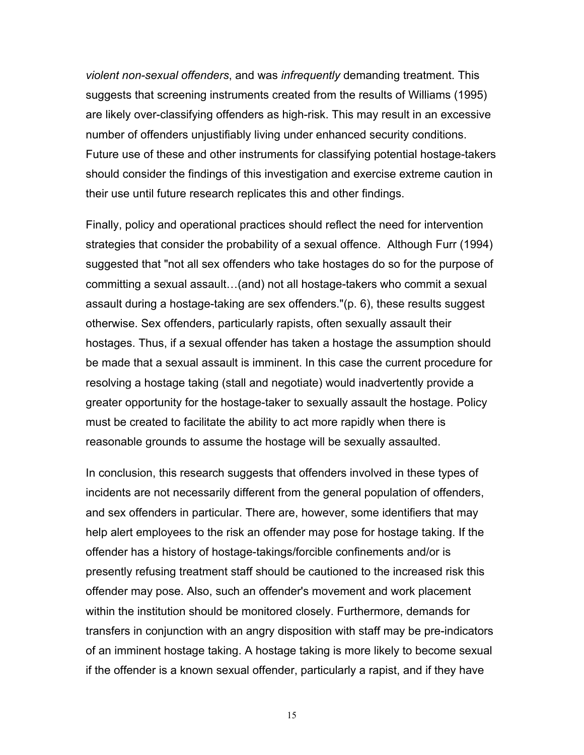*violent non-sexual offenders*, and was *infrequently* demanding treatment. This suggests that screening instruments created from the results of Williams (1995) are likely over-classifying offenders as high-risk. This may result in an excessive number of offenders unjustifiably living under enhanced security conditions. Future use of these and other instruments for classifying potential hostage-takers should consider the findings of this investigation and exercise extreme caution in their use until future research replicates this and other findings.

Finally, policy and operational practices should reflect the need for intervention strategies that consider the probability of a sexual offence. Although Furr (1994) suggested that "not all sex offenders who take hostages do so for the purpose of committing a sexual assault…(and) not all hostage-takers who commit a sexual assault during a hostage-taking are sex offenders."(p. 6), these results suggest otherwise. Sex offenders, particularly rapists, often sexually assault their hostages. Thus, if a sexual offender has taken a hostage the assumption should be made that a sexual assault is imminent. In this case the current procedure for resolving a hostage taking (stall and negotiate) would inadvertently provide a greater opportunity for the hostage-taker to sexually assault the hostage. Policy must be created to facilitate the ability to act more rapidly when there is reasonable grounds to assume the hostage will be sexually assaulted.

In conclusion, this research suggests that offenders involved in these types of incidents are not necessarily different from the general population of offenders, and sex offenders in particular. There are, however, some identifiers that may help alert employees to the risk an offender may pose for hostage taking. If the offender has a history of hostage-takings/forcible confinements and/or is presently refusing treatment staff should be cautioned to the increased risk this offender may pose. Also, such an offender's movement and work placement within the institution should be monitored closely. Furthermore, demands for transfers in conjunction with an angry disposition with staff may be pre-indicators of an imminent hostage taking. A hostage taking is more likely to become sexual if the offender is a known sexual offender, particularly a rapist, and if they have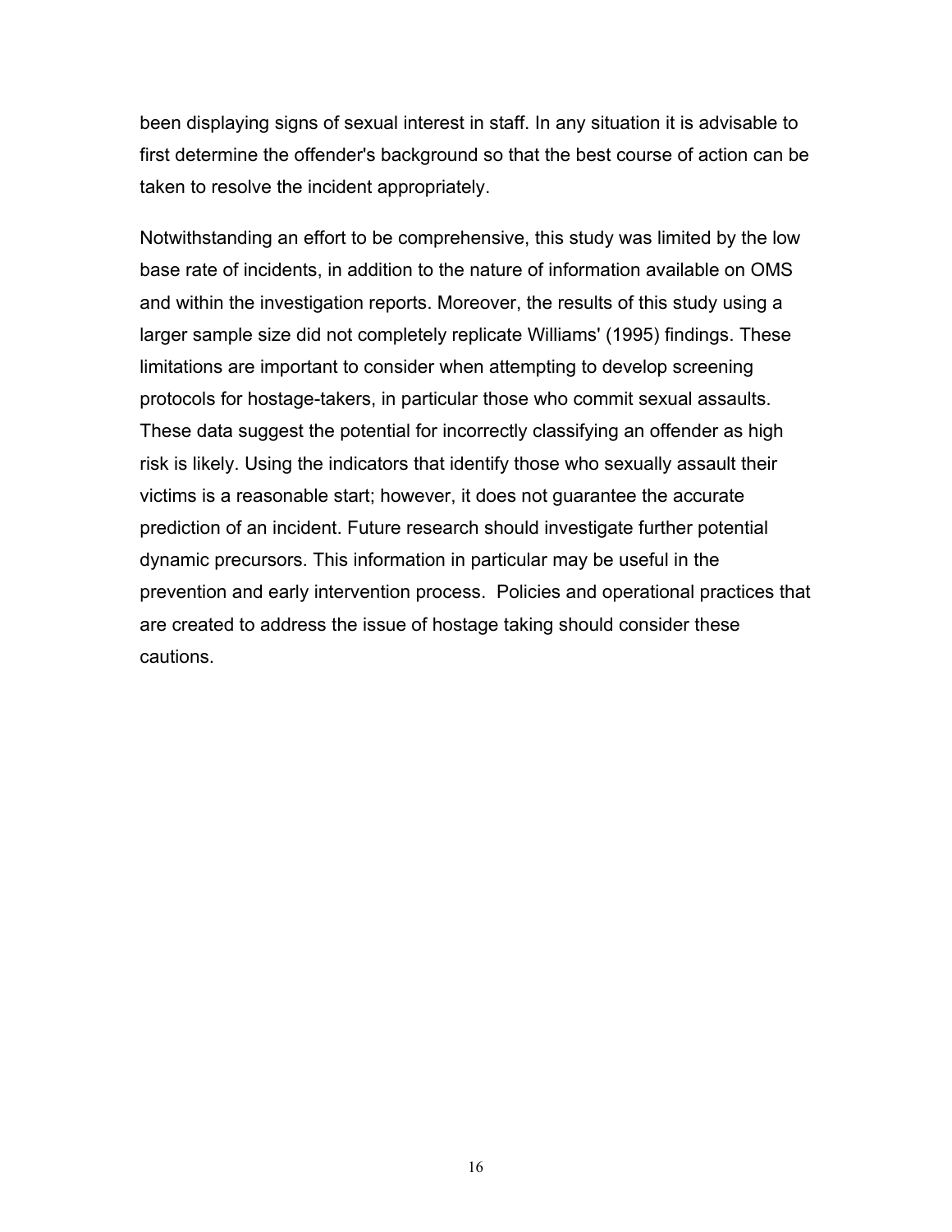been displaying signs of sexual interest in staff. In any situation it is advisable to first determine the offender's background so that the best course of action can be taken to resolve the incident appropriately.

Notwithstanding an effort to be comprehensive, this study was limited by the low base rate of incidents, in addition to the nature of information available on OMS and within the investigation reports. Moreover, the results of this study using a larger sample size did not completely replicate Williams' (1995) findings. These limitations are important to consider when attempting to develop screening protocols for hostage-takers, in particular those who commit sexual assaults. These data suggest the potential for incorrectly classifying an offender as high risk is likely. Using the indicators that identify those who sexually assault their victims is a reasonable start; however, it does not guarantee the accurate prediction of an incident. Future research should investigate further potential dynamic precursors. This information in particular may be useful in the prevention and early intervention process. Policies and operational practices that are created to address the issue of hostage taking should consider these cautions.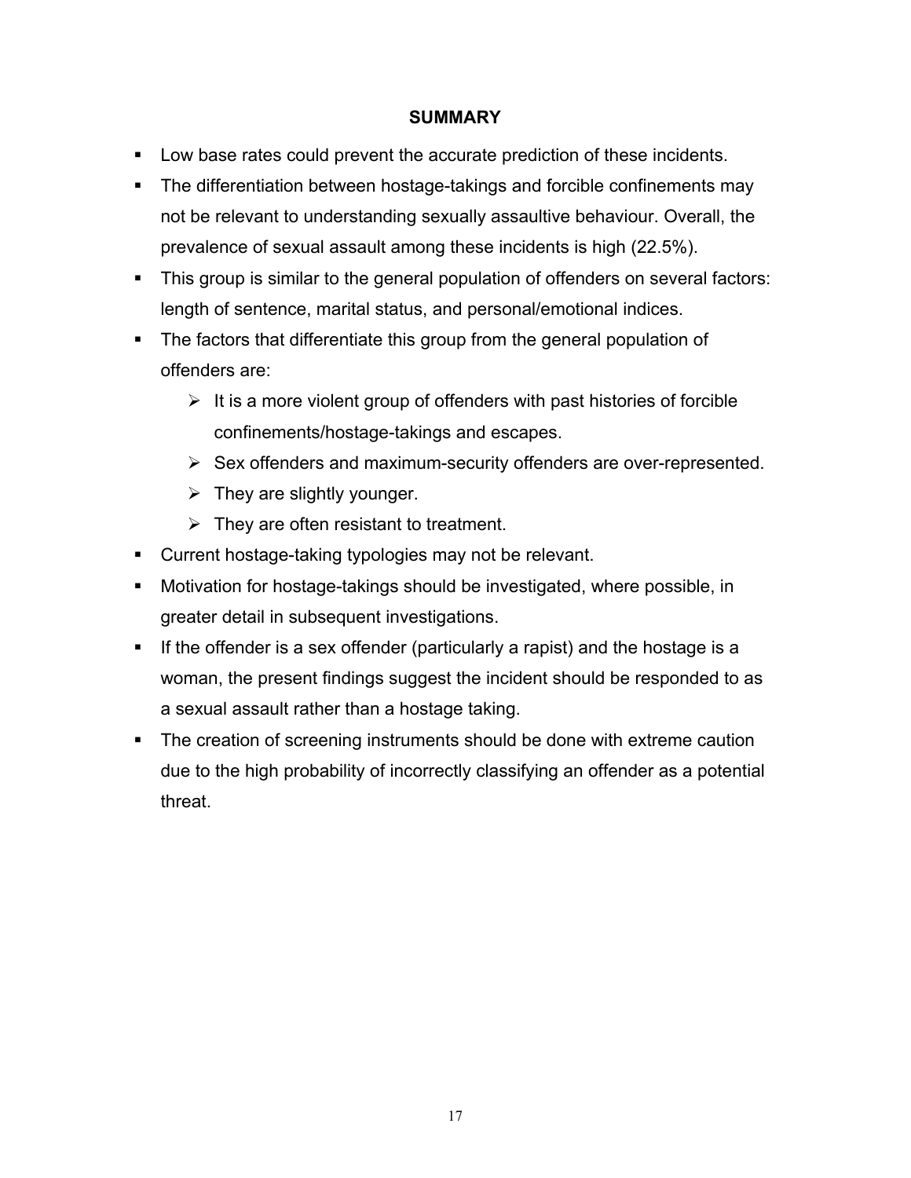## SUMMARY

- Low base rates could prevent the accurate prediction of these incidents.
- The differentiation between hostage-takings and forcible confinements may not be relevant to understanding sexually assaultive behaviour. Overall, the prevalence of sexual assault among these incidents is high (22.5%).
- This group is similar to the general population of offenders on several factors: length of sentence, marital status, and personal/emotional indices.
- The factors that differentiate this group from the general population of offenders are:
  - It is a more violent group of offenders with past histories of forcible confinements/hostage-takings and escapes.
  - Sex offenders and maximum-security offenders are over-represented.
  - They are slightly younger.
  - They are often resistant to treatment.
- Current hostage-taking typologies may not be relevant.
- Motivation for hostage-takings should be investigated, where possible, in greater detail in subsequent investigations.
- If the offender is a sex offender (particularly a rapist) and the hostage is a woman, the present findings suggest the incident should be responded to as a sexual assault rather than a hostage taking.
- The creation of screening instruments should be done with extreme caution due to the high probability of incorrectly classifying an offender as a potential threat.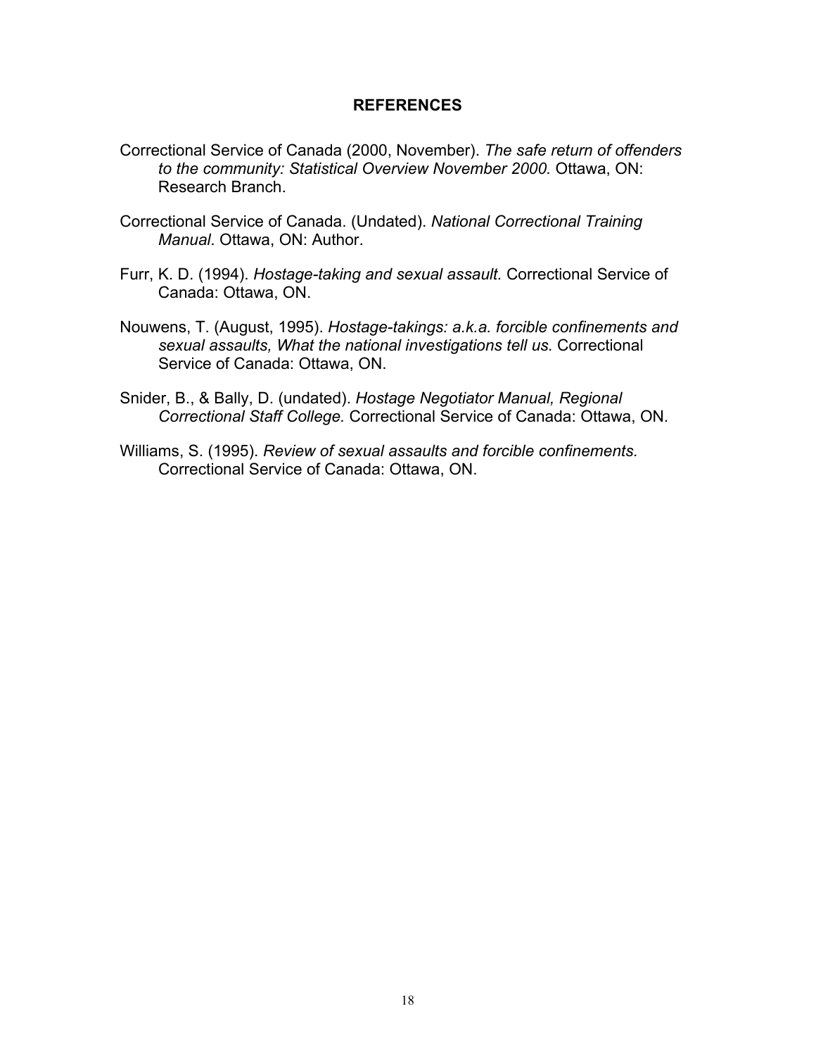## REFERENCES

Correctional Service of Canada (2000, November). *The safe return of offenders to the community: Statistical Overview November 2000.* Ottawa, ON: Research Branch.

Correctional Service of Canada. (Undated). *National Correctional Training Manual*. Ottawa, ON: Author.

Furr, K. D. (1994). *Hostage-taking and sexual assault.* Correctional Service of Canada: Ottawa, ON.

Nouwens, T. (August, 1995). *Hostage-takings: a.k.a. forcible confinements and sexual assaults, What the national investigations tell us.* Correctional Service of Canada: Ottawa, ON.

Snider, B., & Bally, D. (undated). *Hostage Negotiator Manual, Regional Correctional Staff College.* Correctional Service of Canada: Ottawa, ON.

Williams, S. (1995). *Review of sexual assaults and forcible confinements.* Correctional Service of Canada: Ottawa, ON.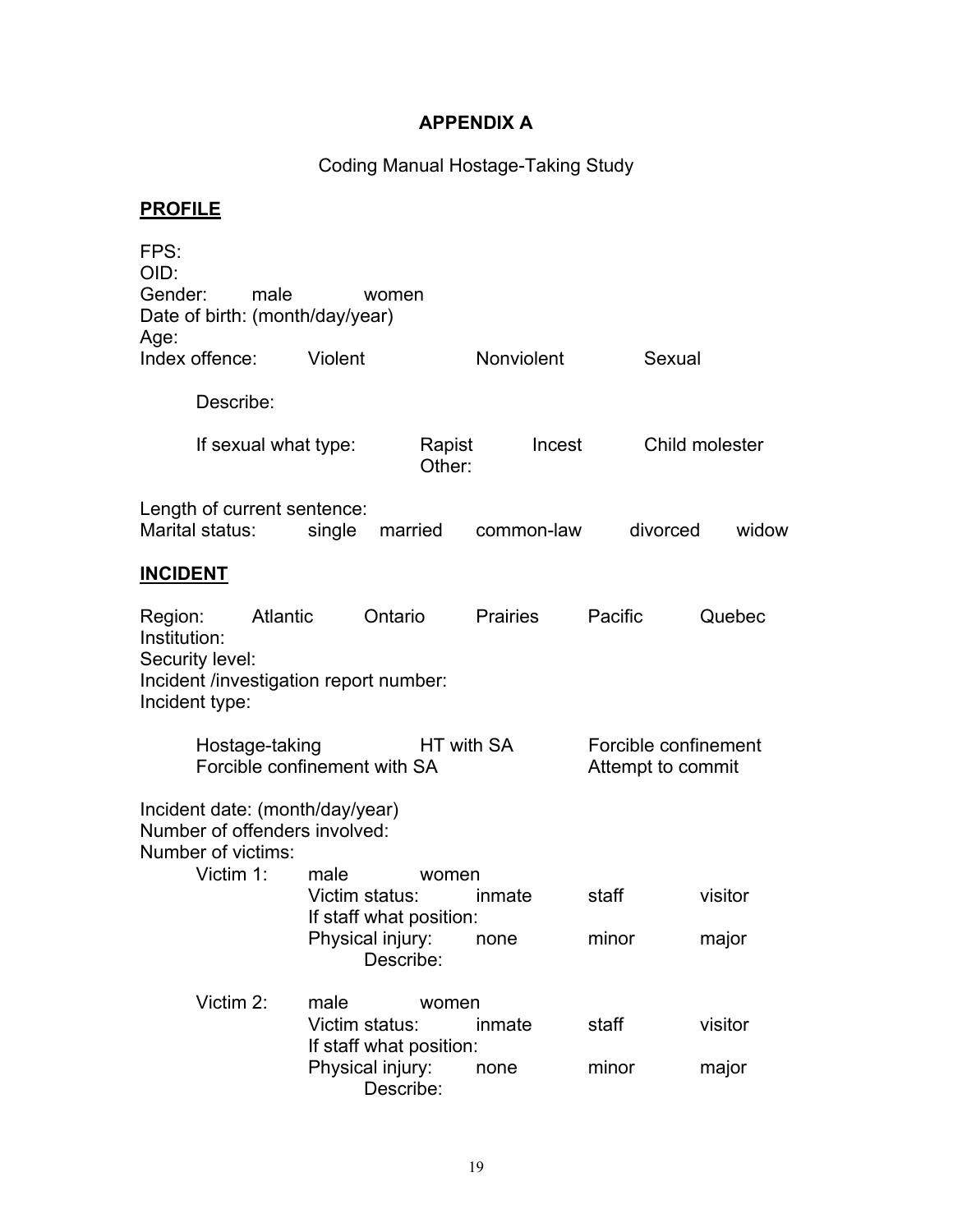# APPENDIX A

Coding Manual Hostage-Taking Study

## PROFILE

FPS:
OID:
Gender: male women
Date of birth: (month/day/year)
Age:
Index offence: Violent Nonviolent Sexual

Describe:

If sexual what type: Rapist Incest Child molester
Other:

Length of current sentence:
Marital status: single married common-law divorced widow

## INCIDENT

Region: Atlantic Ontario Prairies Pacific Quebec
Institution:
Security level:
Incident /investigation report number:
Incident type:

Hostage-taking HT with SA Forcible confinement
Forcible confinement with SA Attempt to commit

Incident date: (month/day/year)
Number of offenders involved:
Number of victims:

Victim 1: male women
Victim status: inmate staff visitor
If staff what position:
Physical injury: none minor major
Describe:

Victim 2: male women
Victim status: inmate staff visitor
If staff what position:
Physical injury: none minor major
Describe: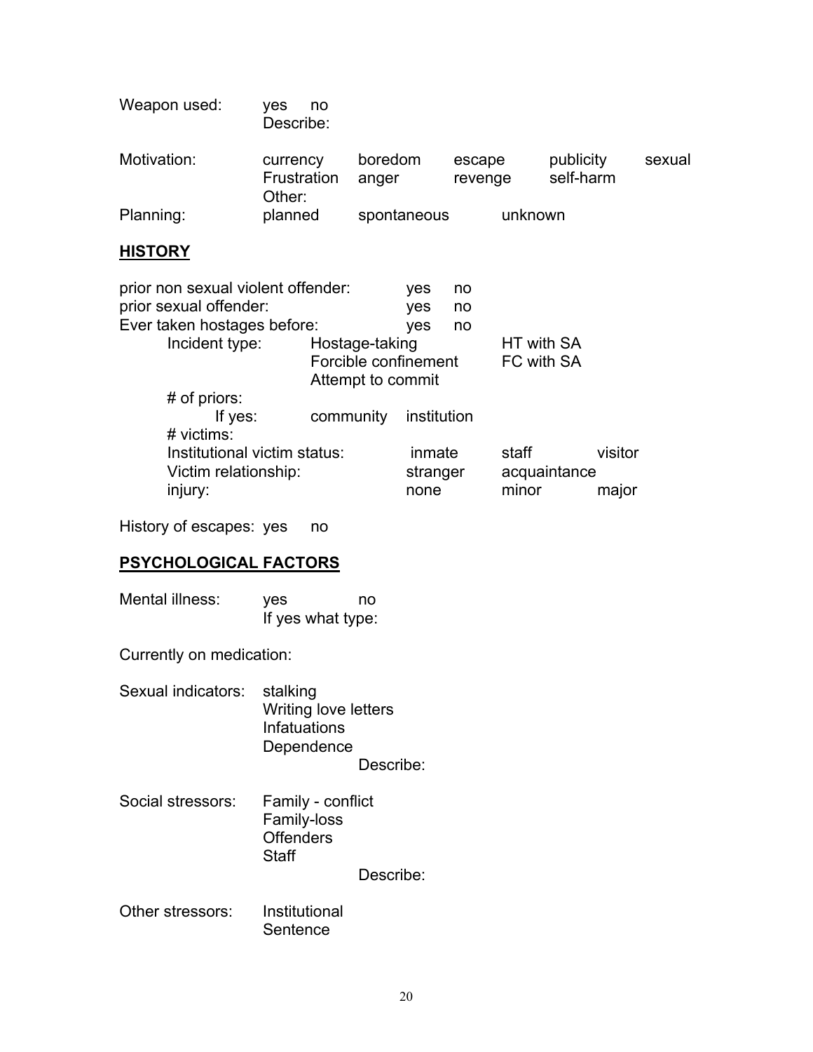Weapon used: yes no
Describe:

Motivation: currency boredom escape publicity sexual
Frustration anger revenge self-harm
Other:

Planning: planned spontaneous unknown

## HISTORY

prior non sexual violent offender: yes no
prior sexual offender: yes no
Ever taken hostages before: yes no

Incident type: Hostage-taking HT with SA
Forcible confinement FC with SA
Attempt to commit

\# of priors:
If yes: community institution

\# victims:
Institutional victim status: inmate staff visitor
Victim relationship: stranger acquaintance
injury: none minor major

History of escapes: yes no

## PSYCHOLOGICAL FACTORS

Mental illness: yes no
If yes what type:

Currently on medication:

Sexual indicators: stalking
Writing love letters
Infatuations
Dependence
Describe:

Social stressors: Family - conflict
Family-loss
Offenders
Staff
Describe:

Other stressors: Institutional
Sentence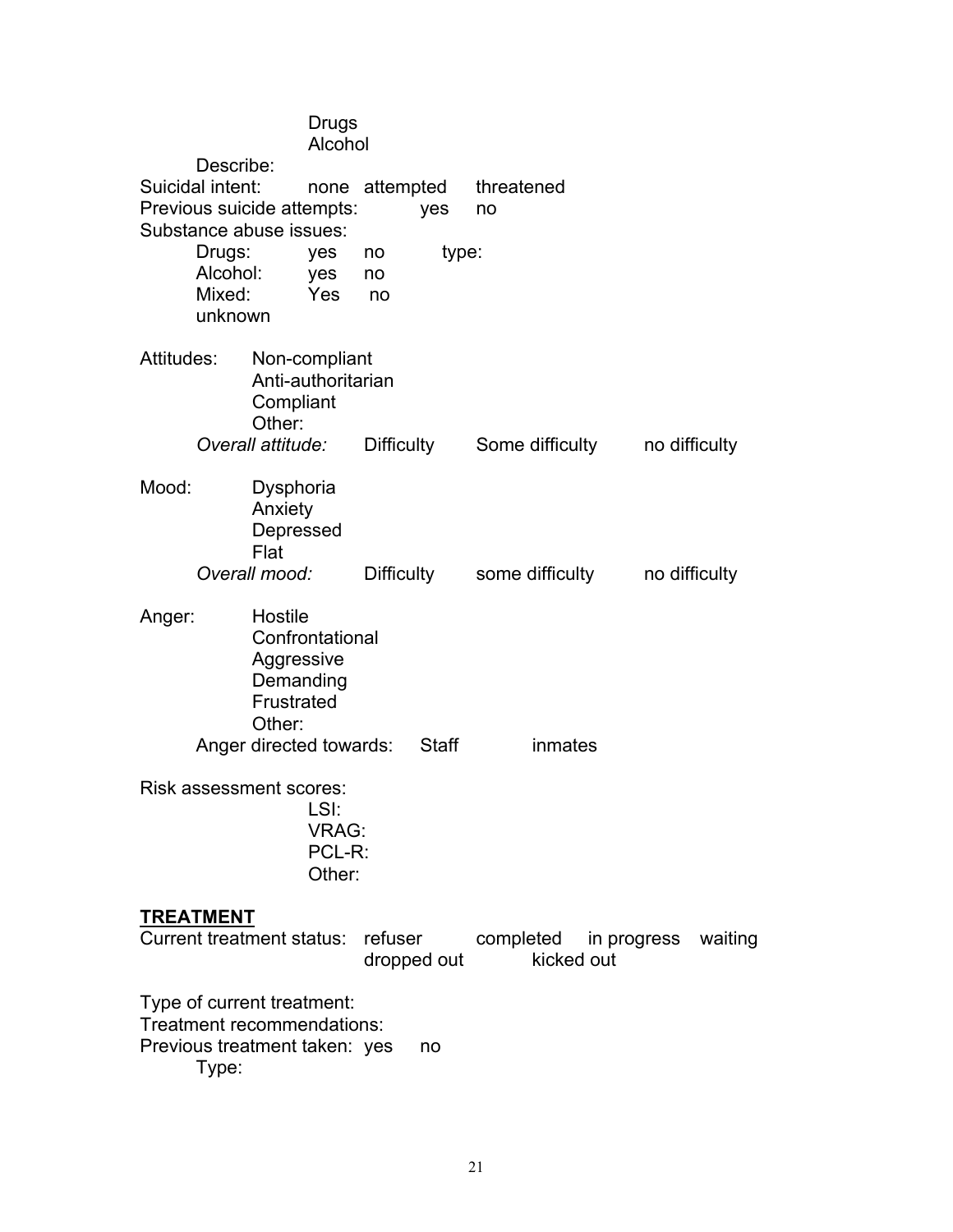Drugs
Alcohol

Describe:

Suicidal intent: none attempted threatened

Previous suicide attempts: yes no

Substance abuse issues:

Drugs: yes no type:
Alcohol: yes no
Mixed: Yes no
unknown

Attitudes: Non-compliant
Anti-authoritarian
Compliant
Other:

*Overall attitude:* Difficulty Some difficulty no difficulty

Mood: Dysphoria
Anxiety
Depressed
Flat

*Overall mood:* Difficulty some difficulty no difficulty

Anger: Hostile
Confrontational
Aggressive
Demanding
Frustrated
Other:

Anger directed towards: Staff inmates

Risk assessment scores:

LSI:
VRAG:
PCL-R:
Other:

## TREATMENT

Current treatment status: refuser completed in progress waiting
dropped out kicked out

Type of current treatment:

Treatment recommendations:

Previous treatment taken: yes no

Type: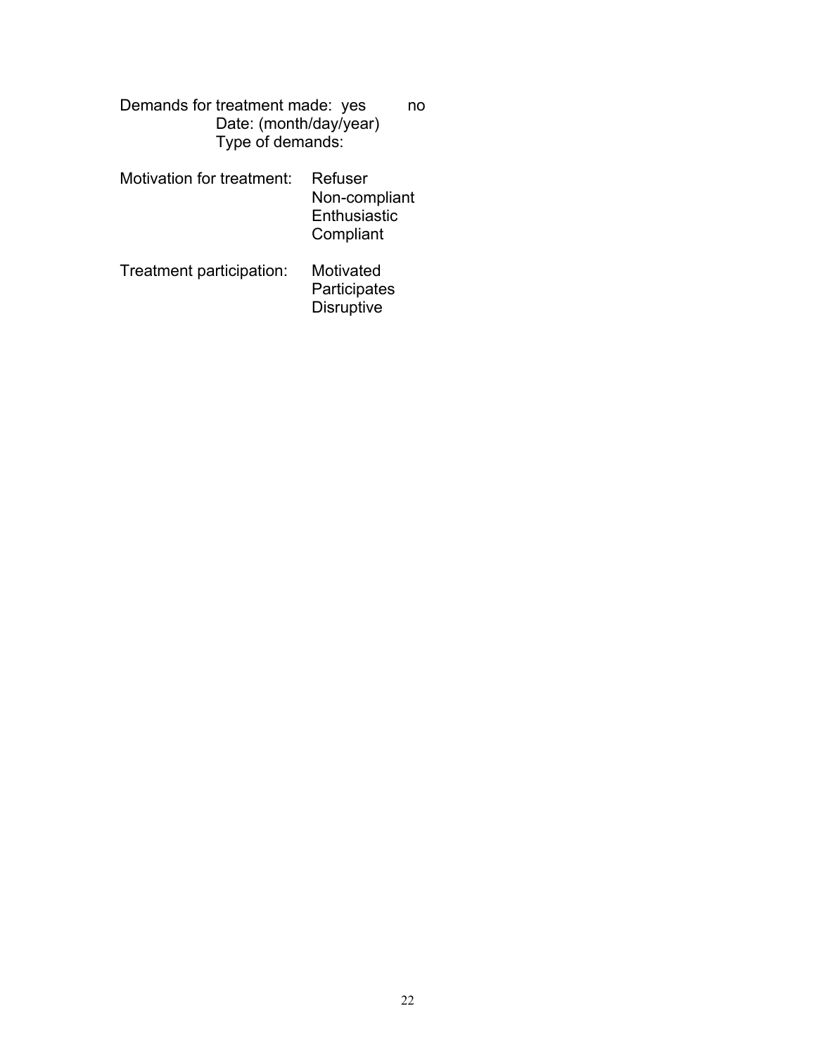Demands for treatment made: yes no
Date: (month/day/year)
Type of demands:

Motivation for treatment: Refuser
Non-compliant
Enthusiastic
Compliant

Treatment participation: Motivated
Participates
Disruptive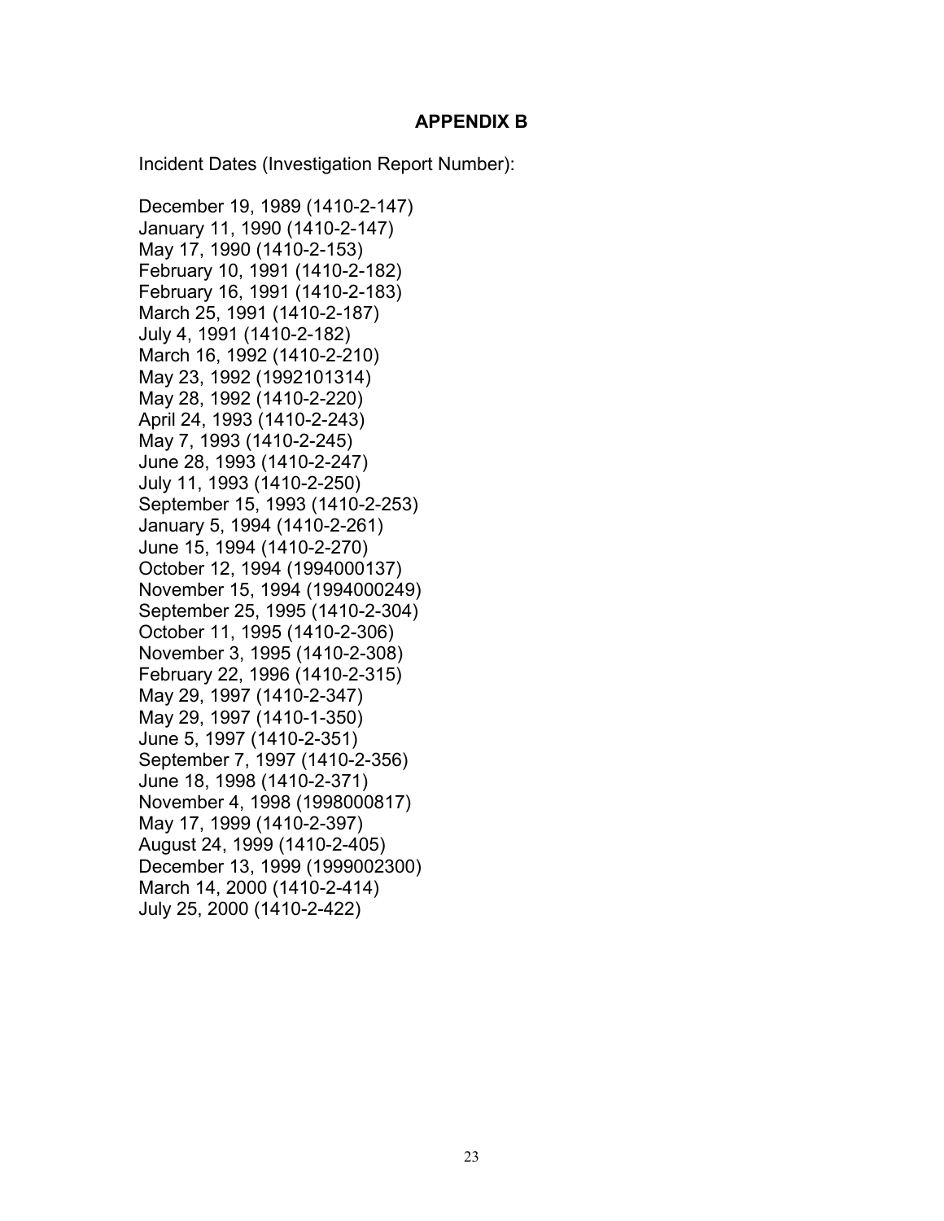## APPENDIX B

Incident Dates (Investigation Report Number):

December 19, 1989 (1410-2-147)
January 11, 1990 (1410-2-147)
May 17, 1990 (1410-2-153)
February 10, 1991 (1410-2-182)
February 16, 1991 (1410-2-183)
March 25, 1991 (1410-2-187)
July 4, 1991 (1410-2-182)
March 16, 1992 (1410-2-210)
May 23, 1992 (1992101314)
May 28, 1992 (1410-2-220)
April 24, 1993 (1410-2-243)
May 7, 1993 (1410-2-245)
June 28, 1993 (1410-2-247)
July 11, 1993 (1410-2-250)
September 15, 1993 (1410-2-253)
January 5, 1994 (1410-2-261)
June 15, 1994 (1410-2-270)
October 12, 1994 (1994000137)
November 15, 1994 (1994000249)
September 25, 1995 (1410-2-304)
October 11, 1995 (1410-2-306)
November 3, 1995 (1410-2-308)
February 22, 1996 (1410-2-315)
May 29, 1997 (1410-2-347)
May 29, 1997 (1410-1-350)
June 5, 1997 (1410-2-351)
September 7, 1997 (1410-2-356)
June 18, 1998 (1410-2-371)
November 4, 1998 (1998000817)
May 17, 1999 (1410-2-397)
August 24, 1999 (1410-2-405)
December 13, 1999 (1999002300)
March 14, 2000 (1410-2-414)
July 25, 2000 (1410-2-422)